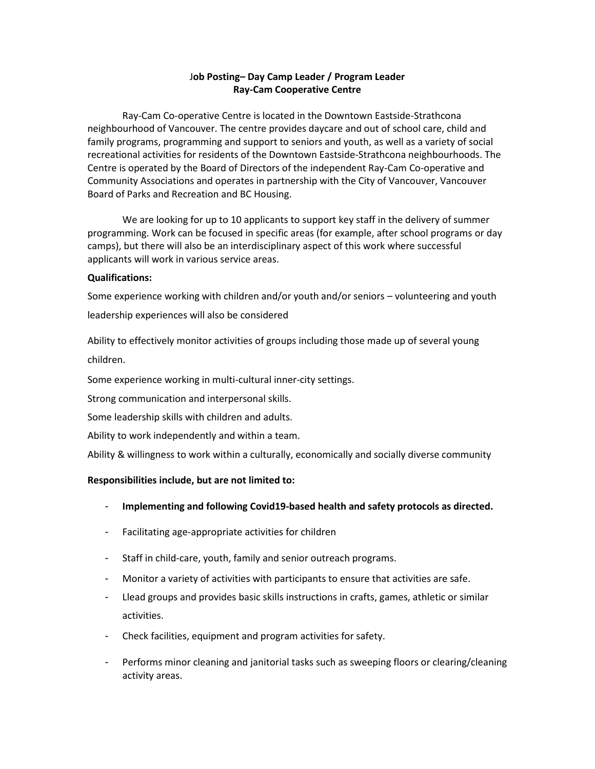**Job Posting– Day Camp Leader / Program Leader**
**Ray-Cam Cooperative Centre**

Ray-Cam Co-operative Centre is located in the Downtown Eastside-Strathcona neighbourhood of Vancouver. The centre provides daycare and out of school care, child and family programs, programming and support to seniors and youth, as well as a variety of social recreational activities for residents of the Downtown Eastside-Strathcona neighbourhoods. The Centre is operated by the Board of Directors of the independent Ray-Cam Co-operative and Community Associations and operates in partnership with the City of Vancouver, Vancouver Board of Parks and Recreation and BC Housing.

We are looking for up to 10 applicants to support key staff in the delivery of summer programming. Work can be focused in specific areas (for example, after school programs or day camps), but there will also be an interdisciplinary aspect of this work where successful applicants will work in various service areas.

**Qualifications:**

Some experience working with children and/or youth and/or seniors – volunteering and youth leadership experiences will also be considered

Ability to effectively monitor activities of groups including those made up of several young children.

Some experience working in multi-cultural inner-city settings.

Strong communication and interpersonal skills.

Some leadership skills with children and adults.

Ability to work independently and within a team.

Ability & willingness to work within a culturally, economically and socially diverse community

**Responsibilities include, but are not limited to:**

- **Implementing and following Covid19-based health and safety protocols as directed.**
- Facilitating age-appropriate activities for children
- Staff in child-care, youth, family and senior outreach programs.
- Monitor a variety of activities with participants to ensure that activities are safe.
- Llead groups and provides basic skills instructions in crafts, games, athletic or similar activities.
- Check facilities, equipment and program activities for safety.
- Performs minor cleaning and janitorial tasks such as sweeping floors or clearing/cleaning activity areas.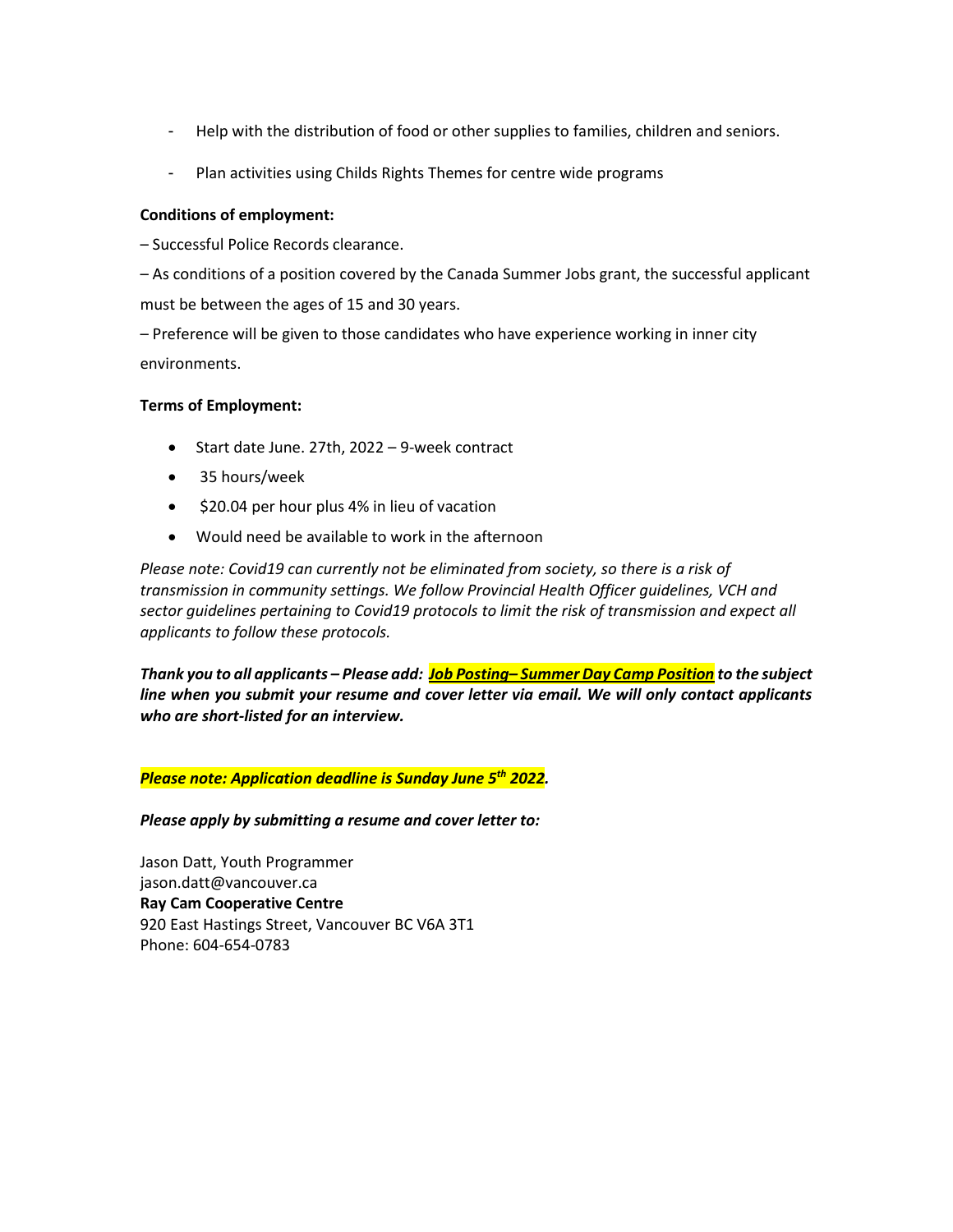- Help with the distribution of food or other supplies to families, children and seniors.
- Plan activities using Childs Rights Themes for centre wide programs

**Conditions of employment:**

– Successful Police Records clearance.

– As conditions of a position covered by the Canada Summer Jobs grant, the successful applicant must be between the ages of 15 and 30 years.

– Preference will be given to those candidates who have experience working in inner city environments.

**Terms of Employment:**

- Start date June. 27th, 2022 – 9-week contract
- 35 hours/week
- $20.04 per hour plus 4% in lieu of vacation
- Would need be available to work in the afternoon

*Please note: Covid19 can currently not be eliminated from society, so there is a risk of transmission in community settings. We follow Provincial Health Officer guidelines, VCH and sector guidelines pertaining to Covid19 protocols to limit the risk of transmission and expect all applicants to follow these protocols.*

***Thank you to all applicants – Please add: Job Posting– Summer Day Camp Position to the subject line when you submit your resume and cover letter via email. We will only contact applicants who are short-listed for an interview.***

***Please note: Application deadline is Sunday June 5th 2022.***

***Please apply by submitting a resume and cover letter to:***

Jason Datt, Youth Programmer
jason.datt@vancouver.ca
**Ray Cam Cooperative Centre**
920 East Hastings Street, Vancouver BC V6A 3T1
Phone: 604-654-0783